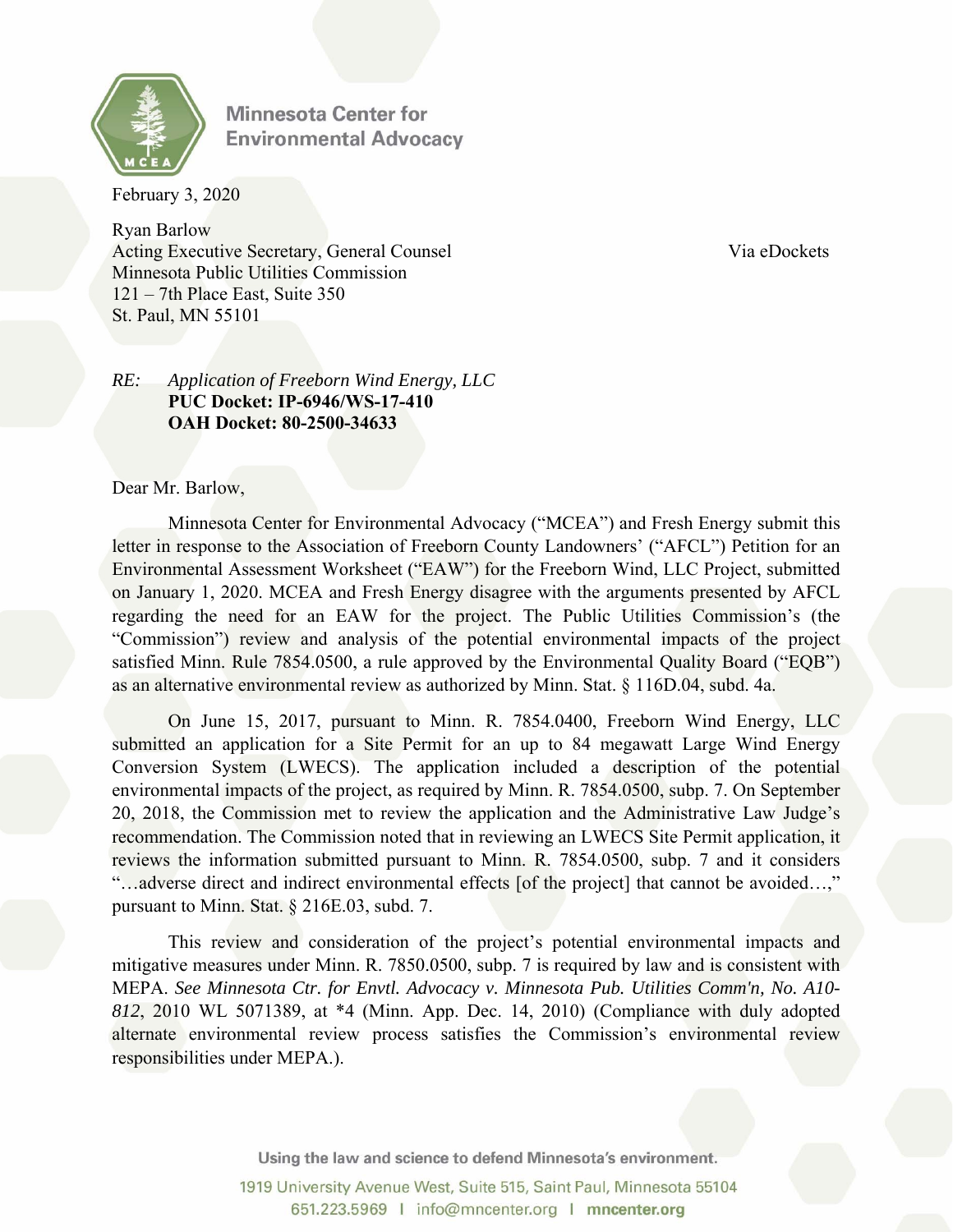**Minnesota Center for Environmental Advocacy**

February 3, 2020

Ryan Barlow
Acting Executive Secretary, General Counsel
Minnesota Public Utilities Commission
121 – 7th Place East, Suite 350
St. Paul, MN 55101

Via eDockets

*RE: Application of Freeborn Wind Energy, LLC*
**PUC Docket: IP-6946/WS-17-410**
**OAH Docket: 80-2500-34633**

Dear Mr. Barlow,

Minnesota Center for Environmental Advocacy ("MCEA") and Fresh Energy submit this letter in response to the Association of Freeborn County Landowners' ("AFCL") Petition for an Environmental Assessment Worksheet ("EAW") for the Freeborn Wind, LLC Project, submitted on January 1, 2020. MCEA and Fresh Energy disagree with the arguments presented by AFCL regarding the need for an EAW for the project. The Public Utilities Commission's (the "Commission") review and analysis of the potential environmental impacts of the project satisfied Minn. Rule 7854.0500, a rule approved by the Environmental Quality Board ("EQB") as an alternative environmental review as authorized by Minn. Stat. § 116D.04, subd. 4a.

On June 15, 2017, pursuant to Minn. R. 7854.0400, Freeborn Wind Energy, LLC submitted an application for a Site Permit for an up to 84 megawatt Large Wind Energy Conversion System (LWECS). The application included a description of the potential environmental impacts of the project, as required by Minn. R. 7854.0500, subp. 7. On September 20, 2018, the Commission met to review the application and the Administrative Law Judge's recommendation. The Commission noted that in reviewing an LWECS Site Permit application, it reviews the information submitted pursuant to Minn. R. 7854.0500, subp. 7 and it considers "…adverse direct and indirect environmental effects [of the project] that cannot be avoided…," pursuant to Minn. Stat. § 216E.03, subd. 7.

This review and consideration of the project's potential environmental impacts and mitigative measures under Minn. R. 7850.0500, subp. 7 is required by law and is consistent with MEPA. *See Minnesota Ctr. for Envtl. Advocacy v. Minnesota Pub. Utilities Comm'n, No. A10-812*, 2010 WL 5071389, at *4 (Minn. App. Dec. 14, 2010) (Compliance with duly adopted alternate environmental review process satisfies the Commission's environmental review responsibilities under MEPA.).

Using the law and science to defend Minnesota's environment.

1919 University Avenue West, Suite 515, Saint Paul, Minnesota 55104
651.223.5969 | info@mncenter.org | mncenter.org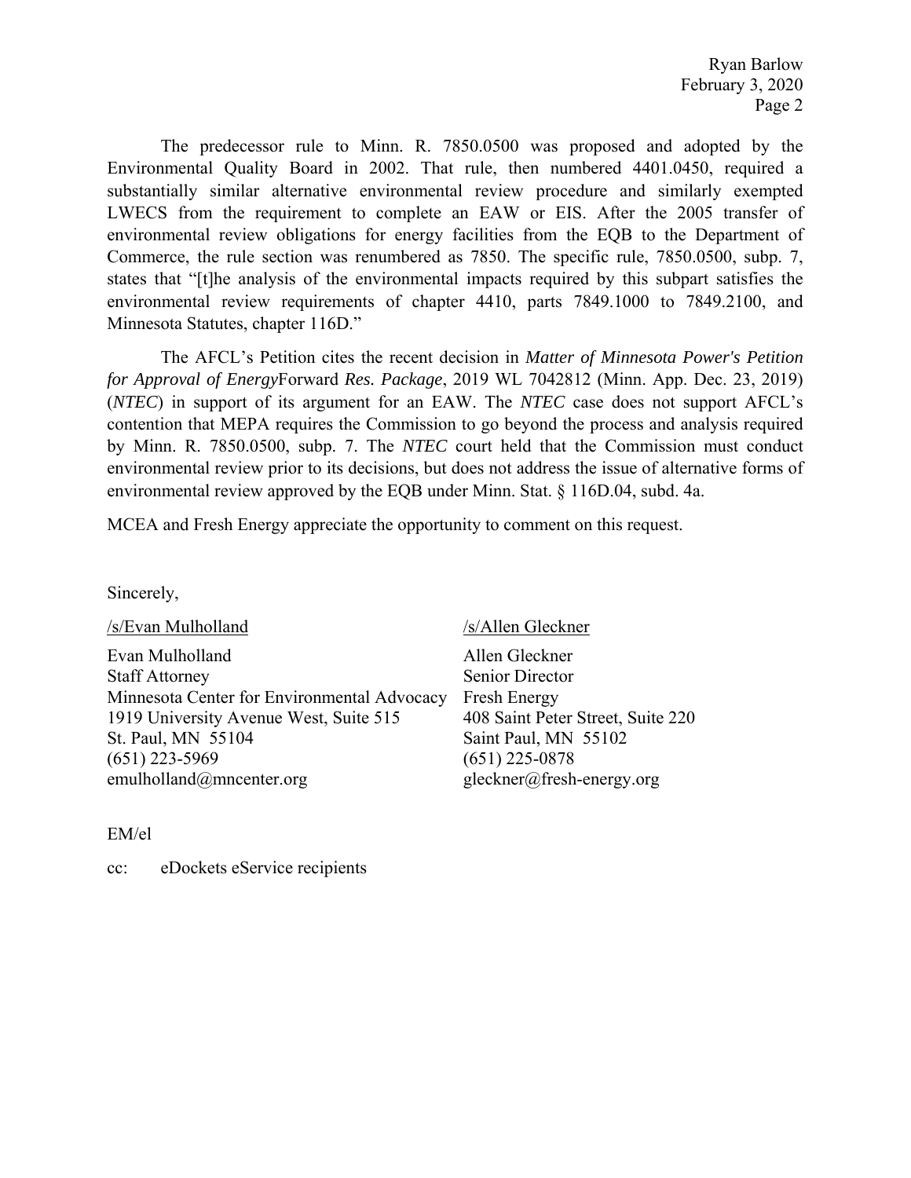The predecessor rule to Minn. R. 7850.0500 was proposed and adopted by the Environmental Quality Board in 2002. That rule, then numbered 4401.0450, required a substantially similar alternative environmental review procedure and similarly exempted LWECS from the requirement to complete an EAW or EIS. After the 2005 transfer of environmental review obligations for energy facilities from the EQB to the Department of Commerce, the rule section was renumbered as 7850. The specific rule, 7850.0500, subp. 7, states that "[t]he analysis of the environmental impacts required by this subpart satisfies the environmental review requirements of chapter 4410, parts 7849.1000 to 7849.2100, and Minnesota Statutes, chapter 116D."

The AFCL's Petition cites the recent decision in *Matter of Minnesota Power's Petition for Approval of Energy*Forward *Res. Package*, 2019 WL 7042812 (Minn. App. Dec. 23, 2019) (*NTEC*) in support of its argument for an EAW. The *NTEC* case does not support AFCL's contention that MEPA requires the Commission to go beyond the process and analysis required by Minn. R. 7850.0500, subp. 7. The *NTEC* court held that the Commission must conduct environmental review prior to its decisions, but does not address the issue of alternative forms of environmental review approved by the EQB under Minn. Stat. § 116D.04, subd. 4a.

MCEA and Fresh Energy appreciate the opportunity to comment on this request.

Sincerely,

/s/Evan Mulholland

Evan Mulholland
Staff Attorney
Minnesota Center for Environmental Advocacy
1919 University Avenue West, Suite 515
St. Paul, MN 55104
(651) 223-5969
emulholland@mncenter.org

/s/Allen Gleckner

Allen Gleckner
Senior Director
Fresh Energy
408 Saint Peter Street, Suite 220
Saint Paul, MN 55102
(651) 225-0878
gleckner@fresh-energy.org

EM/el

cc: eDockets eService recipients